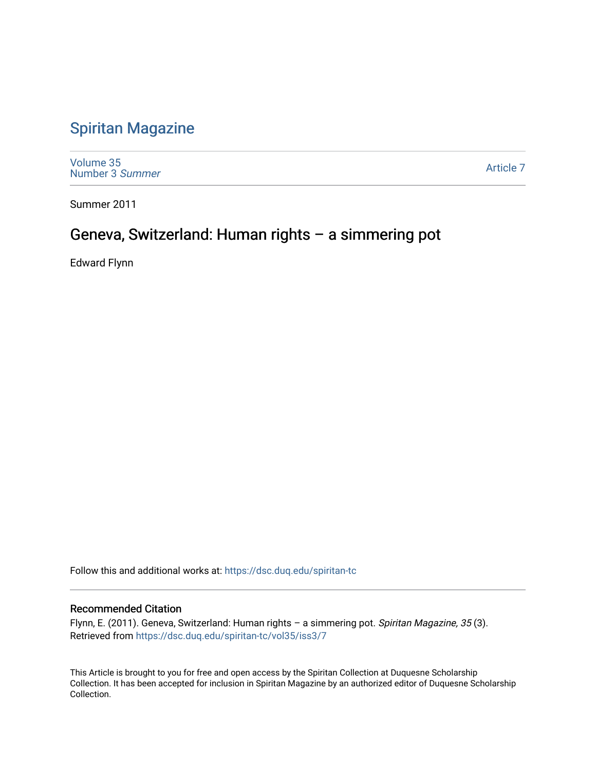# Spiritan Magazine

Volume 35
Number 3 *Summer*

Article 7

Summer 2011

## Geneva, Switzerland: Human rights – a simmering pot

Edward Flynn

Follow this and additional works at: https://dsc.duq.edu/spiritan-tc

### Recommended Citation

Flynn, E. (2011). Geneva, Switzerland: Human rights – a simmering pot. *Spiritan Magazine, 35* (3). Retrieved from https://dsc.duq.edu/spiritan-tc/vol35/iss3/7

This Article is brought to you for free and open access by the Spiritan Collection at Duquesne Scholarship Collection. It has been accepted for inclusion in Spiritan Magazine by an authorized editor of Duquesne Scholarship Collection.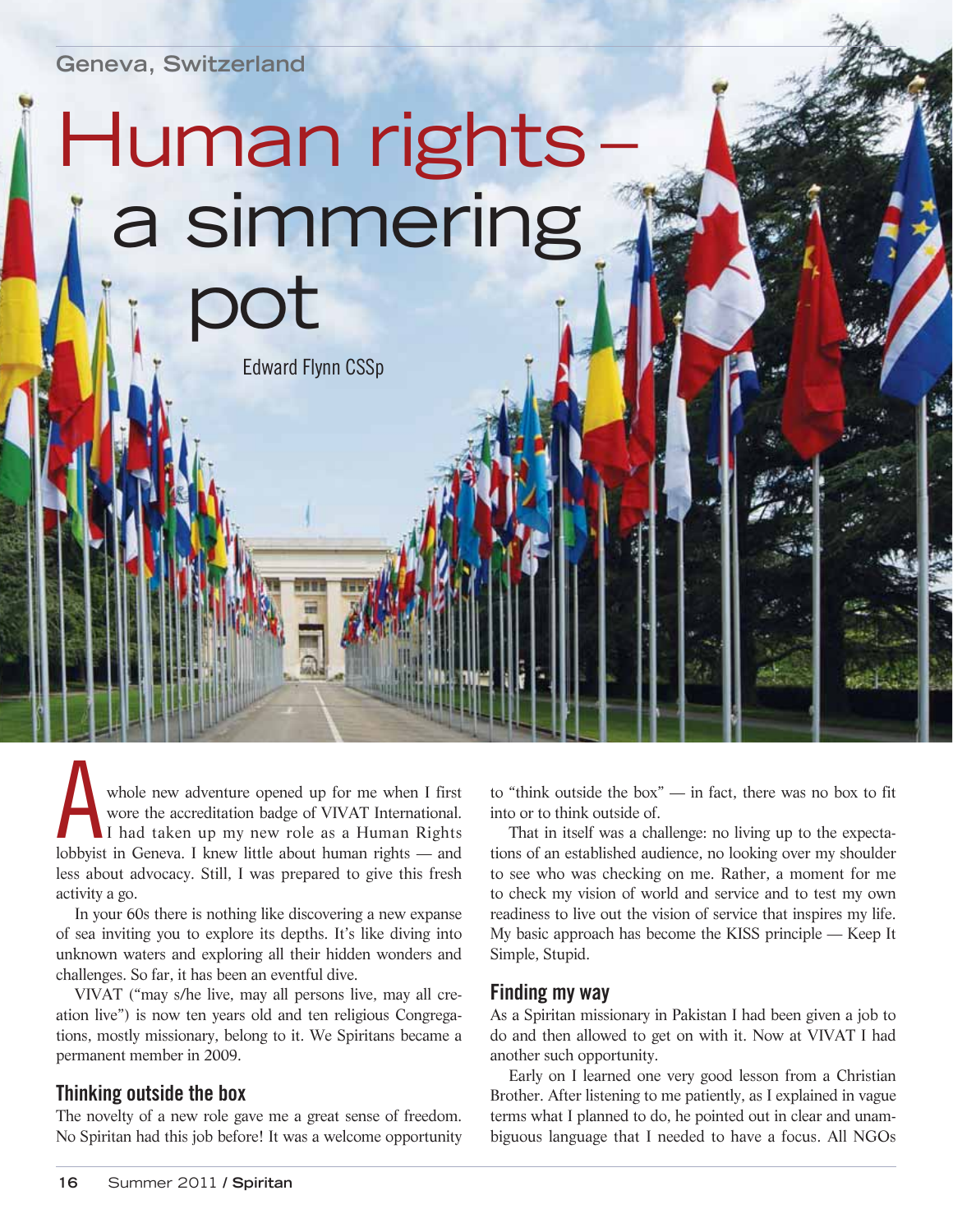Geneva, Switzerland

# Human rights – a simmering pot

Edward Flynn CSSp

A whole new adventure opened up for me when I first wore the accreditation badge of VIVAT International. I had taken up my new role as a Human Rights lobbyist in Geneva. I knew little about human rights — and less about advocacy. Still, I was prepared to give this fresh activity a go.

In your 60s there is nothing like discovering a new expanse of sea inviting you to explore its depths. It's like diving into unknown waters and exploring all their hidden wonders and challenges. So far, it has been an eventful dive.

VIVAT ("may s/he live, may all persons live, may all creation live") is now ten years old and ten religious Congregations, mostly missionary, belong to it. We Spiritans became a permanent member in 2009.

## Thinking outside the box

The novelty of a new role gave me a great sense of freedom. No Spiritan had this job before! It was a welcome opportunity to "think outside the box" — in fact, there was no box to fit into or to think outside of.

That in itself was a challenge: no living up to the expectations of an established audience, no looking over my shoulder to see who was checking on me. Rather, a moment for me to check my vision of world and service and to test my own readiness to live out the vision of service that inspires my life. My basic approach has become the KISS principle — Keep It Simple, Stupid.

## Finding my way

As a Spiritan missionary in Pakistan I had been given a job to do and then allowed to get on with it. Now at VIVAT I had another such opportunity.

Early on I learned one very good lesson from a Christian Brother. After listening to me patiently, as I explained in vague terms what I planned to do, he pointed out in clear and unambiguous language that I needed to have a focus. All NGOs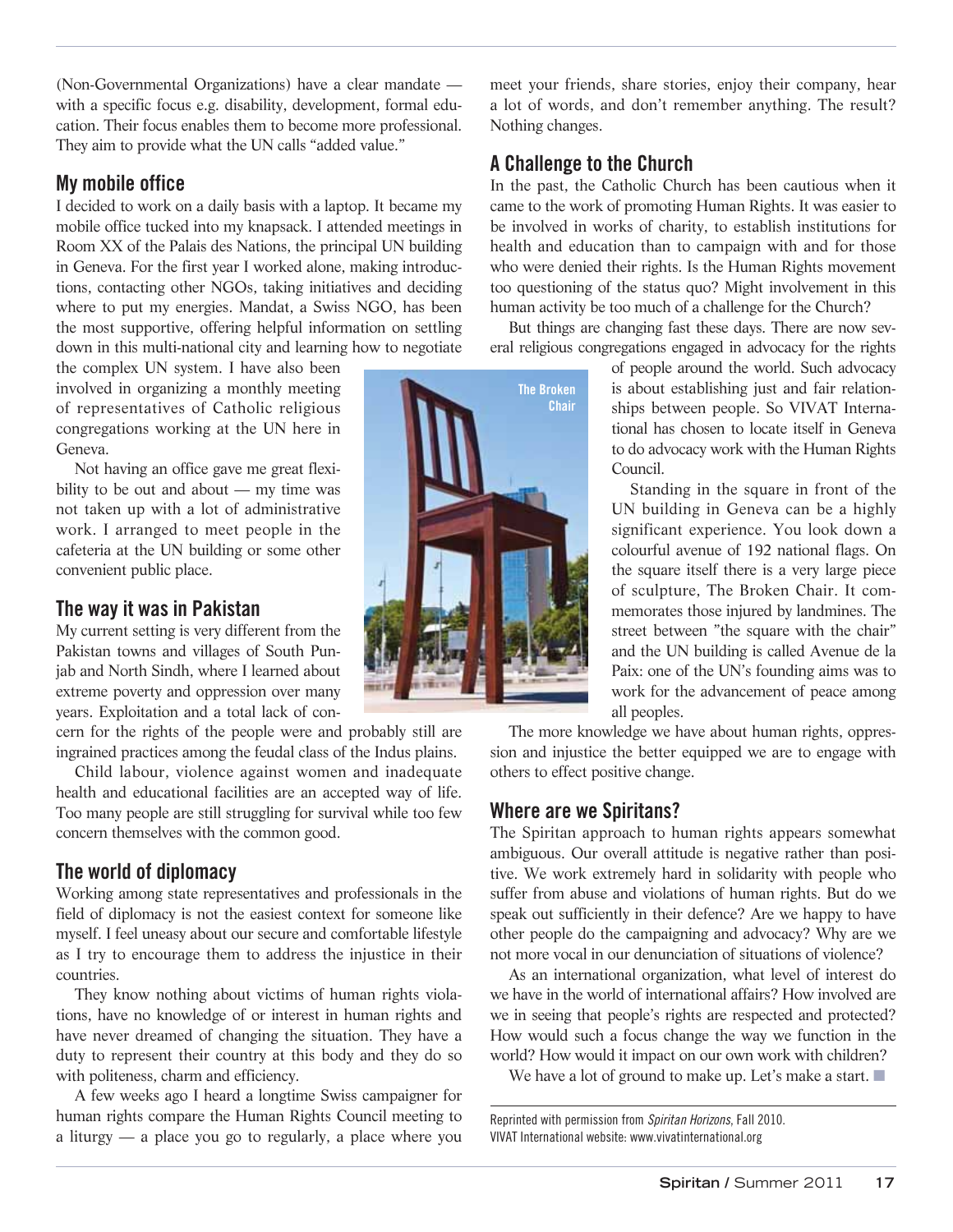(Non-Governmental Organizations) have a clear mandate — with a specific focus e.g. disability, development, formal education. Their focus enables them to become more professional. They aim to provide what the UN calls "added value."

## My mobile office

I decided to work on a daily basis with a laptop. It became my mobile office tucked into my knapsack. I attended meetings in Room XX of the Palais des Nations, the principal UN building in Geneva. For the first year I worked alone, making introductions, contacting other NGOs, taking initiatives and deciding where to put my energies. Mandat, a Swiss NGO, has been the most supportive, offering helpful information on settling down in this multi-national city and learning how to negotiate the complex UN system. I have also been involved in organizing a monthly meeting of representatives of Catholic religious congregations working at the UN here in Geneva.

Not having an office gave me great flexibility to be out and about — my time was not taken up with a lot of administrative work. I arranged to meet people in the cafeteria at the UN building or some other convenient public place.

## The way it was in Pakistan

My current setting is very different from the Pakistan towns and villages of South Punjab and North Sindh, where I learned about extreme poverty and oppression over many years. Exploitation and a total lack of concern for the rights of the people were and probably still are ingrained practices among the feudal class of the Indus plains.

Child labour, violence against women and inadequate health and educational facilities are an accepted way of life. Too many people are still struggling for survival while too few concern themselves with the common good.

## The world of diplomacy

Working among state representatives and professionals in the field of diplomacy is not the easiest context for someone like myself. I feel uneasy about our secure and comfortable lifestyle as I try to encourage them to address the injustice in their countries.

They know nothing about victims of human rights violations, have no knowledge of or interest in human rights and have never dreamed of changing the situation. They have a duty to represent their country at this body and they do so with politeness, charm and efficiency.

A few weeks ago I heard a longtime Swiss campaigner for human rights compare the Human Rights Council meeting to a liturgy — a place you go to regularly, a place where you meet your friends, share stories, enjoy their company, hear a lot of words, and don't remember anything. The result? Nothing changes.

## A Challenge to the Church

In the past, the Catholic Church has been cautious when it came to the work of promoting Human Rights. It was easier to be involved in works of charity, to establish institutions for health and education than to campaign with and for those who were denied their rights. Is the Human Rights movement too questioning of the status quo? Might involvement in this human activity be too much of a challenge for the Church?

But things are changing fast these days. There are now several religious congregations engaged in advocacy for the rights of people around the world. Such advocacy is about establishing just and fair relationships between people. So VIVAT International has chosen to locate itself in Geneva to do advocacy work with the Human Rights Council.

The Broken Chair

Standing in the square in front of the UN building in Geneva can be a highly significant experience. You look down a colourful avenue of 192 national flags. On the square itself there is a very large piece of sculpture, The Broken Chair. It commemorates those injured by landmines. The street between "the square with the chair" and the UN building is called Avenue de la Paix: one of the UN's founding aims was to work for the advancement of peace among all peoples.

The more knowledge we have about human rights, oppression and injustice the better equipped we are to engage with others to effect positive change.

## Where are we Spiritans?

The Spiritan approach to human rights appears somewhat ambiguous. Our overall attitude is negative rather than positive. We work extremely hard in solidarity with people who suffer from abuse and violations of human rights. But do we speak out sufficiently in their defence? Are we happy to have other people do the campaigning and advocacy? Why are we not more vocal in our denunciation of situations of violence?

As an international organization, what level of interest do we have in the world of international affairs? How involved are we in seeing that people's rights are respected and protected? How would such a focus change the way we function in the world? How would it impact on our own work with children?

We have a lot of ground to make up. Let's make a start. ■

---

Reprinted with permission from *Spiritan Horizons*, Fall 2010.
VIVAT International website: www.vivatinternational.org